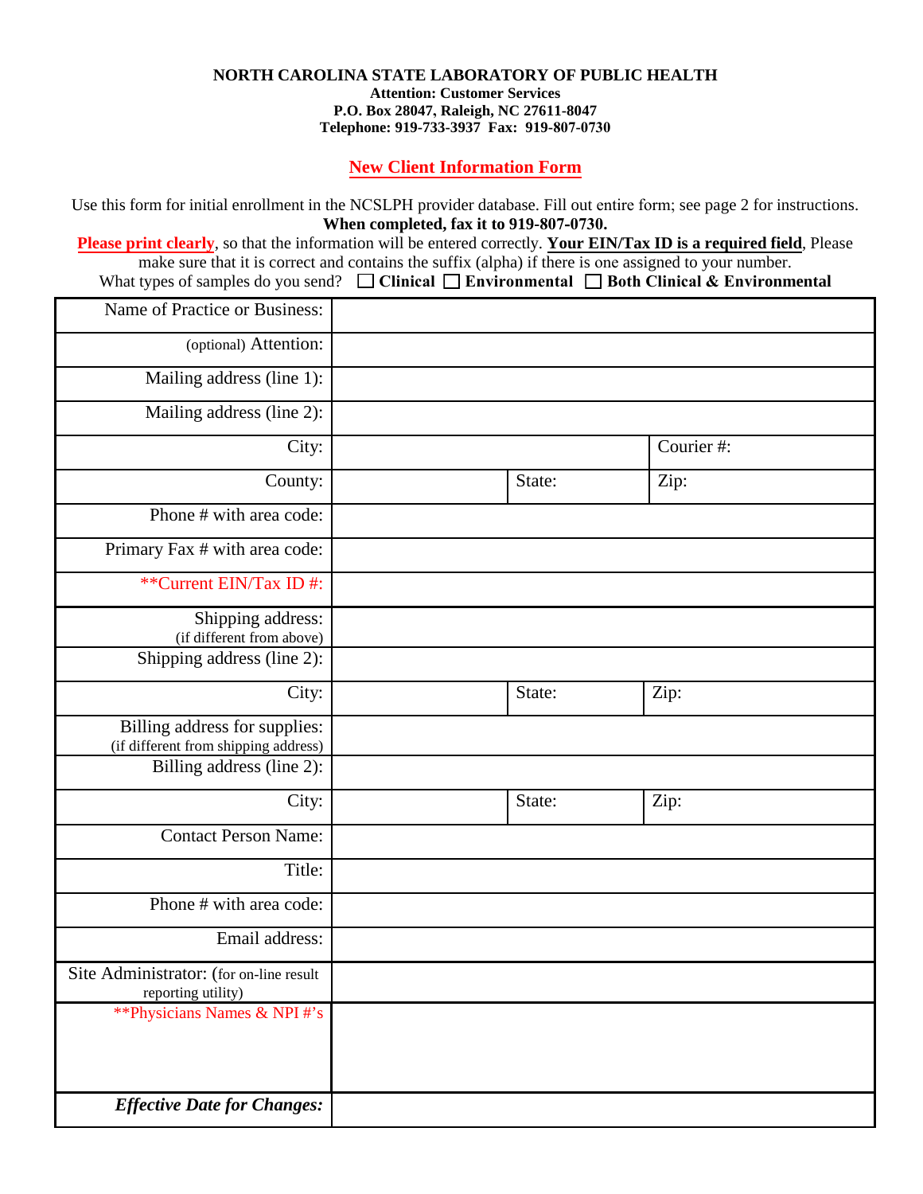**NORTH CAROLINA STATE LABORATORY OF PUBLIC HEALTH**
**Attention: Customer Services**
**P.O. Box 28047, Raleigh, NC 27611-8047**
**Telephone: 919-733-3937 Fax: 919-807-0730**

# New Client Information Form

Use this form for initial enrollment in the NCSLPH provider database. Fill out entire form; see page 2 for instructions.
**When completed, fax it to 919-807-0730.**

**Please print clearly**, so that the information will be entered correctly. **Your EIN/Tax ID is a required field**, Please make sure that it is correct and contains the suffix (alpha) if there is one assigned to your number.

What types of samples do you send? ☐ **Clinical** ☐ **Environmental** ☐ **Both Clinical & Environmental**

| | | | |
|---|---|---|---|
| Name of Practice or Business: | | | |
| (optional) Attention: | | | |
| Mailing address (line 1): | | | |
| Mailing address (line 2): | | | |
| City: | | | Courier #: |
| County: | | State: | Zip: |
| Phone # with area code: | | | |
| Primary Fax # with area code: | | | |
| **Current EIN/Tax ID #: | | | |
| Shipping address: (if different from above) | | | |
| Shipping address (line 2): | | | |
| City: | | State: | Zip: |
| Billing address for supplies: (if different from shipping address) | | | |
| Billing address (line 2): | | | |
| City: | | State: | Zip: |
| Contact Person Name: | | | |
| Title: | | | |
| Phone # with area code: | | | |
| Email address: | | | |
| Site Administrator: (for on-line result reporting utility) | | | |
| **Physicians Names & NPI #'s | | | |
| ***Effective Date for Changes:*** | | | |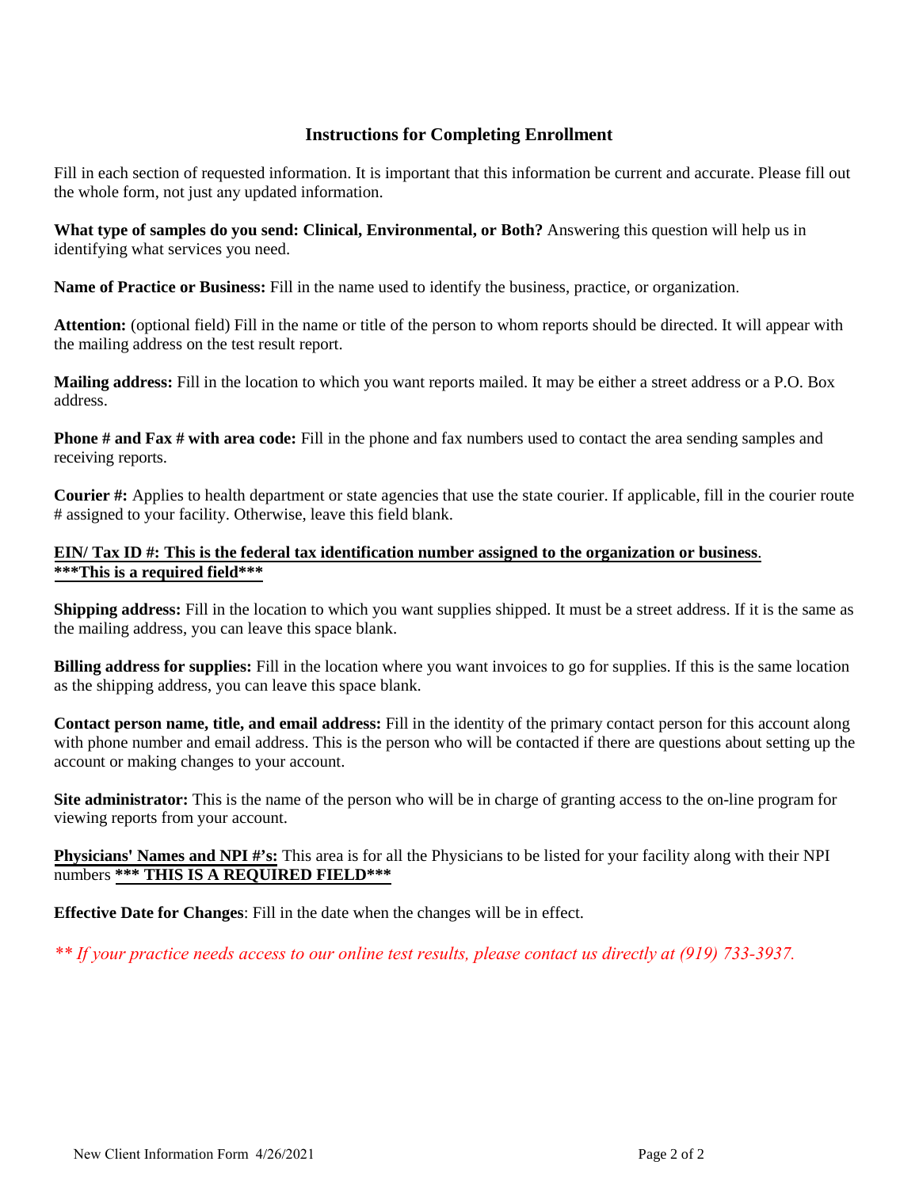## Instructions for Completing Enrollment

Fill in each section of requested information. It is important that this information be current and accurate. Please fill out the whole form, not just any updated information.

**What type of samples do you send: Clinical, Environmental, or Both?** Answering this question will help us in identifying what services you need.

**Name of Practice or Business:** Fill in the name used to identify the business, practice, or organization.

**Attention:** (optional field) Fill in the name or title of the person to whom reports should be directed. It will appear with the mailing address on the test result report.

**Mailing address:** Fill in the location to which you want reports mailed. It may be either a street address or a P.O. Box address.

**Phone # and Fax # with area code:** Fill in the phone and fax numbers used to contact the area sending samples and receiving reports.

**Courier #:** Applies to health department or state agencies that use the state courier. If applicable, fill in the courier route # assigned to your facility. Otherwise, leave this field blank.

**EIN/ Tax ID #: This is the federal tax identification number assigned to the organization or business**.
**\*\*\*This is a required field\*\*\***

**Shipping address:** Fill in the location to which you want supplies shipped. It must be a street address. If it is the same as the mailing address, you can leave this space blank.

**Billing address for supplies:** Fill in the location where you want invoices to go for supplies. If this is the same location as the shipping address, you can leave this space blank.

**Contact person name, title, and email address:** Fill in the identity of the primary contact person for this account along with phone number and email address. This is the person who will be contacted if there are questions about setting up the account or making changes to your account.

**Site administrator:** This is the name of the person who will be in charge of granting access to the on-line program for viewing reports from your account.

**Physicians' Names and NPI #'s:** This area is for all the Physicians to be listed for your facility along with their NPI numbers **\*\*\* THIS IS A REQUIRED FIELD\*\*\***

**Effective Date for Changes**: Fill in the date when the changes will be in effect.

*\*\* If your practice needs access to our online test results, please contact us directly at (919) 733-3937.*

New Client Information Form 4/26/2021